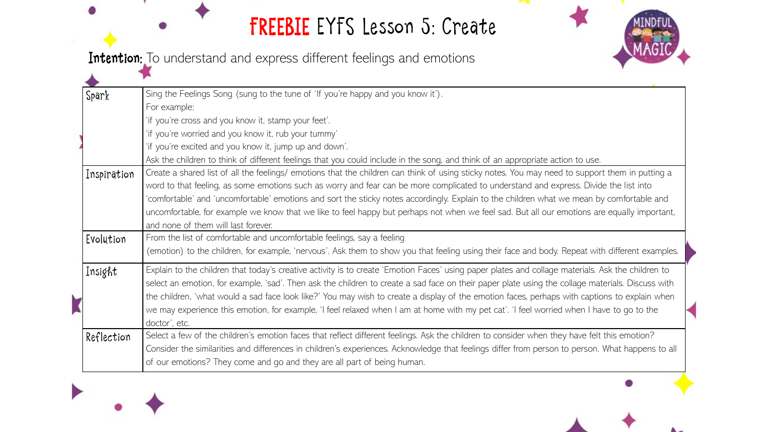# FREEBIE EYFS Lesson 5: Create

**Intention:** To understand and express different feelings and emotions

| | |
|---|---|
| Spark | Sing the Feelings Song (sung to the tune of 'If you're happy and you know it').<br>For example:<br>'if you're cross and you know it, stamp your feet'.<br>'if you're worried and you know it, rub your tummy'<br>'if you're excited and you know it, jump up and down'.<br>Ask the children to think of different feelings that you could include in the song, and think of an appropriate action to use. |
| Inspiration | Create a shared list of all the feelings/ emotions that the children can think of using sticky notes. You may need to support them in putting a word to that feeling, as some emotions such as worry and fear can be more complicated to understand and express. Divide the list into 'comfortable' and 'uncomfortable' emotions and sort the sticky notes accordingly. Explain to the children what we mean by comfortable and uncomfortable, for example we know that we like to feel happy but perhaps not when we feel sad. But all our emotions are equally important, and none of them will last forever. |
| Evolution | From the list of comfortable and uncomfortable feelings, say a feeling (emotion) to the children, for example, 'nervous'. Ask them to show you that feeling using their face and body. Repeat with different examples. |
| Insight | Explain to the children that today's creative activity is to create 'Emotion Faces' using paper plates and collage materials. Ask the children to select an emotion, for example, 'sad'. Then ask the children to create a sad face on their paper plate using the collage materials. Discuss with the children, 'what would a sad face look like?' You may wish to create a display of the emotion faces, perhaps with captions to explain when we may experience this emotion, for example, 'I feel relaxed when I am at home with my pet cat'. 'I feel worried when I have to go to the doctor', etc. |
| Reflection | Select a few of the children's emotion faces that reflect different feelings. Ask the children to consider when they have felt this emotion? Consider the similarities and differences in children's experiences. Acknowledge that feelings differ from person to person. What happens to all of our emotions? They come and go and they are all part of being human. |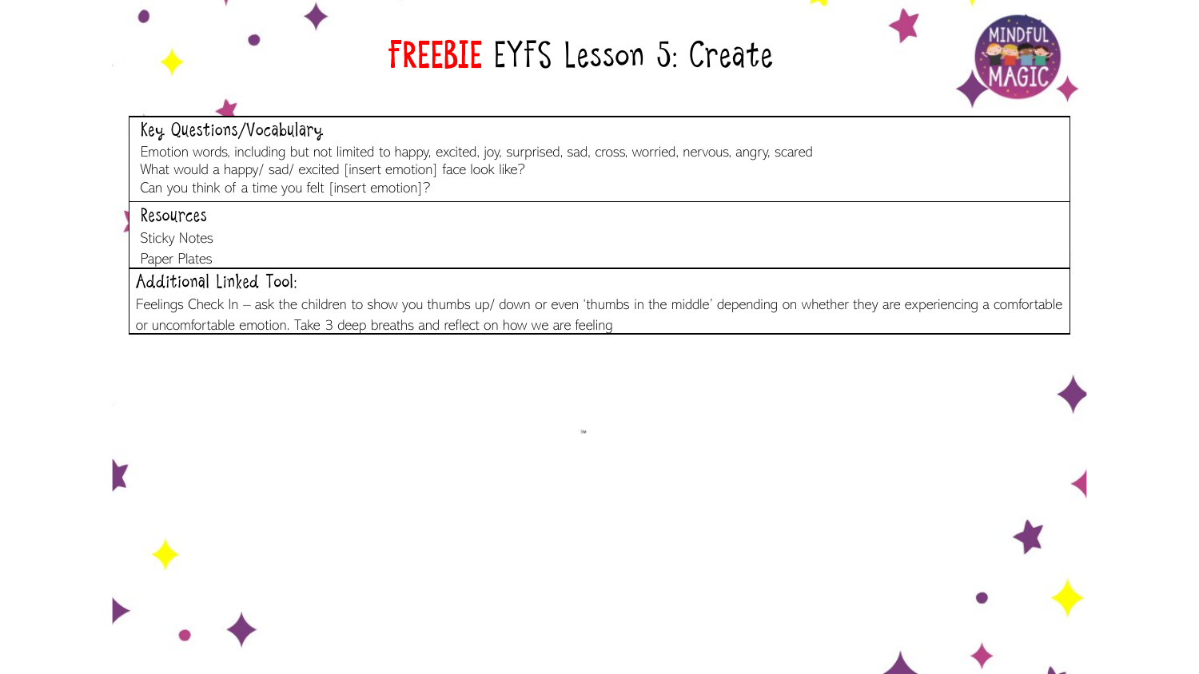# FREEBIE EYFS Lesson 5: Create

### Key Questions/Vocabulary

Emotion words, including but not limited to happy, excited, joy, surprised, sad, cross, worried, nervous, angry, scared

What would a happy/ sad/ excited [insert emotion] face look like?

Can you think of a time you felt [insert emotion]?

### Resources

Sticky Notes

Paper Plates

### Additional Linked Tool:

Feelings Check In – ask the children to show you thumbs up/ down or even 'thumbs in the middle' depending on whether they are experiencing a comfortable or uncomfortable emotion. Take 3 deep breaths and reflect on how we are feeling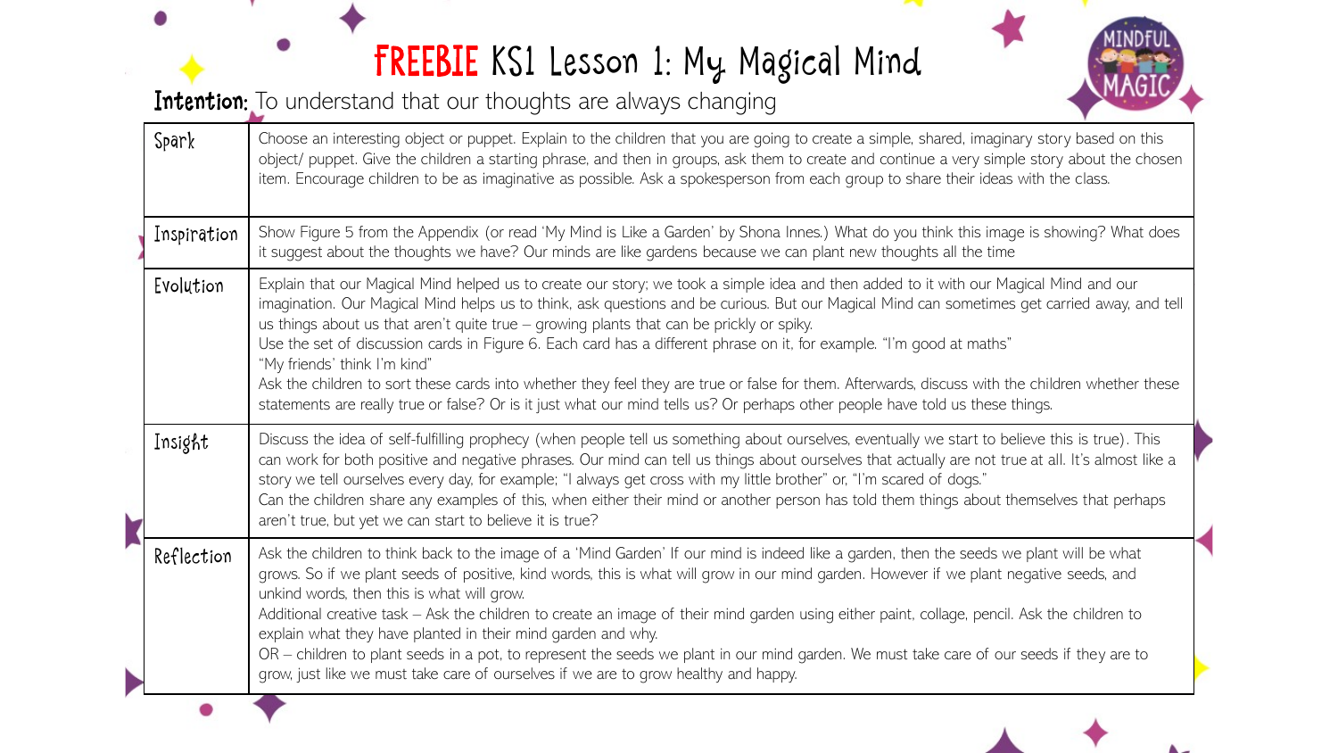# FREEBIE KS1 Lesson 1: My Magical Mind

**Intention:** To understand that our thoughts are always changing

| | |
|---|---|
| Spark | Choose an interesting object or puppet. Explain to the children that you are going to create a simple, shared, imaginary story based on this object/ puppet. Give the children a starting phrase, and then in groups, ask them to create and continue a very simple story about the chosen item. Encourage children to be as imaginative as possible. Ask a spokesperson from each group to share their ideas with the class. |
| Inspiration | Show Figure 5 from the Appendix (or read 'My Mind is Like a Garden' by Shona Innes.) What do you think this image is showing? What does it suggest about the thoughts we have? Our minds are like gardens because we can plant new thoughts all the time |
| Evolution | Explain that our Magical Mind helped us to create our story; we took a simple idea and then added to it with our Magical Mind and our imagination. Our Magical Mind helps us to think, ask questions and be curious. But our Magical Mind can sometimes get carried away, and tell us things about us that aren't quite true – growing plants that can be prickly or spiky.<br>Use the set of discussion cards in Figure 6. Each card has a different phrase on it, for example. "I'm good at maths"<br>"My friends' think I'm kind"<br>Ask the children to sort these cards into whether they feel they are true or false for them. Afterwards, discuss with the children whether these statements are really true or false? Or is it just what our mind tells us? Or perhaps other people have told us these things. |
| Insight | Discuss the idea of self-fulfilling prophecy (when people tell us something about ourselves, eventually we start to believe this is true). This can work for both positive and negative phrases. Our mind can tell us things about ourselves that actually are not true at all. It's almost like a story we tell ourselves every day, for example; "I always get cross with my little brother" or, "I'm scared of dogs."<br>Can the children share any examples of this, when either their mind or another person has told them things about themselves that perhaps aren't true, but yet we can start to believe it is true? |
| Reflection | Ask the children to think back to the image of a 'Mind Garden' If our mind is indeed like a garden, then the seeds we plant will be what grows. So if we plant seeds of positive, kind words, this is what will grow in our mind garden. However if we plant negative seeds, and unkind words, then this is what will grow.<br>Additional creative task – Ask the children to create an image of their mind garden using either paint, collage, pencil. Ask the children to explain what they have planted in their mind garden and why.<br>OR – children to plant seeds in a pot, to represent the seeds we plant in our mind garden. We must take care of our seeds if they are to grow, just like we must take care of ourselves if we are to grow healthy and happy. |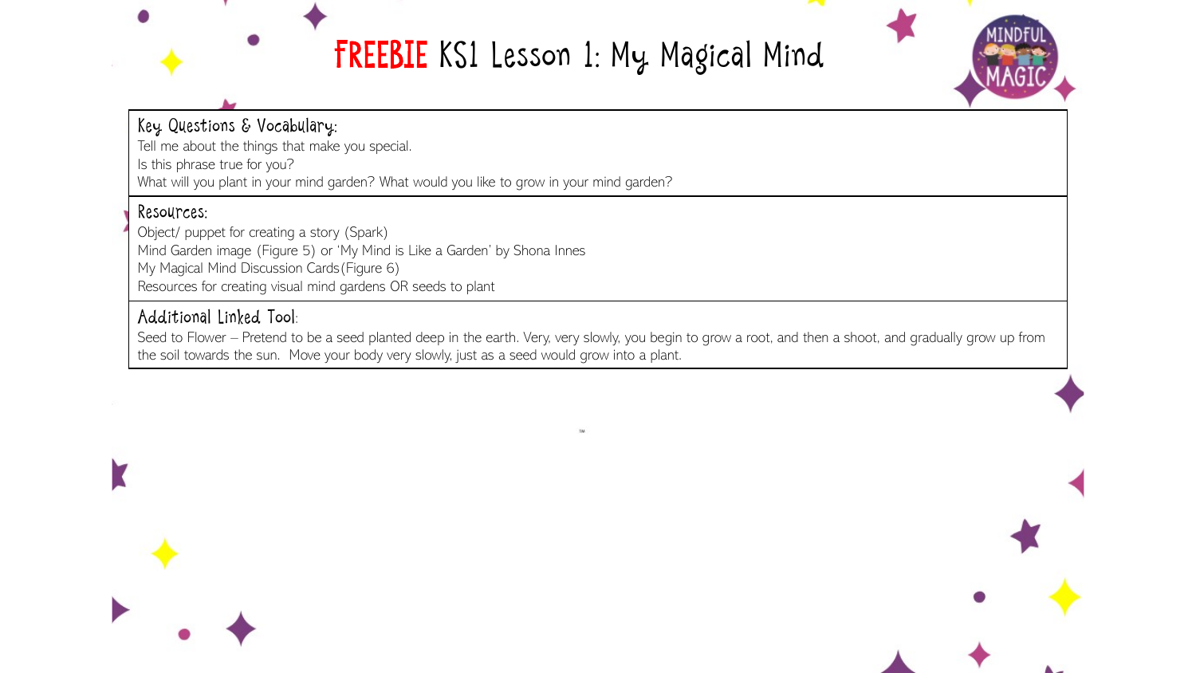# FREEBIE KS1 Lesson 1: My Magical Mind

### Key Questions & Vocabulary:

Tell me about the things that make you special.
Is this phrase true for you?
What will you plant in your mind garden? What would you like to grow in your mind garden?

### Resources:

Object/ puppet for creating a story (Spark)
Mind Garden image (Figure 5) or 'My Mind is Like a Garden' by Shona Innes
My Magical Mind Discussion Cards (Figure 6)
Resources for creating visual mind gardens OR seeds to plant

### Additional Linked Tool:

Seed to Flower – Pretend to be a seed planted deep in the earth. Very, very slowly, you begin to grow a root, and then a shoot, and gradually grow up from the soil towards the sun. Move your body very slowly, just as a seed would grow into a plant.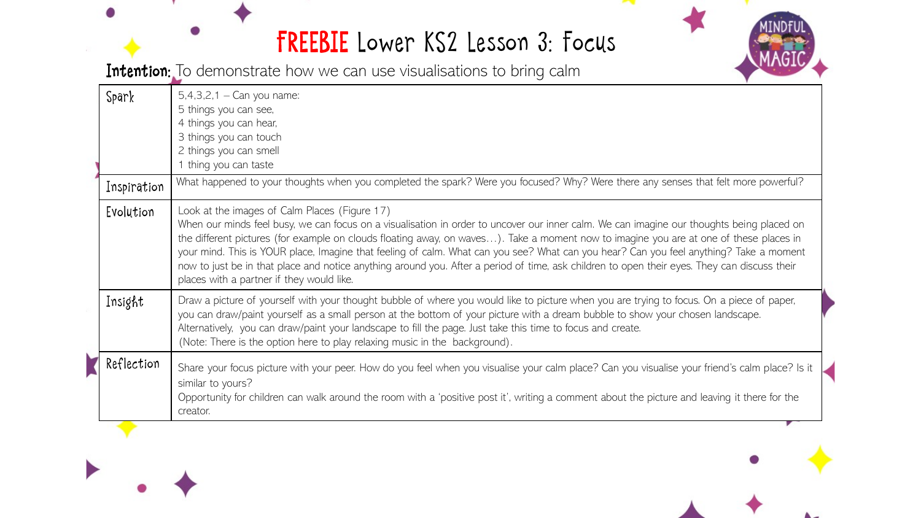# FREEBIE Lower KS2 Lesson 3: Focus

**Intention:** To demonstrate how we can use visualisations to bring calm

| | |
|---|---|
| Spark | 5,4,3,2,1 – Can you name:<br>5 things you can see,<br>4 things you can hear,<br>3 things you can touch<br>2 things you can smell<br>1 thing you can taste |
| Inspiration | What happened to your thoughts when you completed the spark? Were you focused? Why? Were there any senses that felt more powerful? |
| Evolution | Look at the images of Calm Places (Figure 17)<br>When our minds feel busy, we can focus on a visualisation in order to uncover our inner calm. We can imagine our thoughts being placed on the different pictures (for example on clouds floating away, on waves…). Take a moment now to imagine you are at one of these places in your mind. This is YOUR place, Imagine that feeling of calm. What can you see? What can you hear? Can you feel anything? Take a moment now to just be in that place and notice anything around you. After a period of time, ask children to open their eyes. They can discuss their places with a partner if they would like. |
| Insight | Draw a picture of yourself with your thought bubble of where you would like to picture when you are trying to focus. On a piece of paper, you can draw/paint yourself as a small person at the bottom of your picture with a dream bubble to show your chosen landscape. Alternatively, you can draw/paint your landscape to fill the page. Just take this time to focus and create.<br>(Note: There is the option here to play relaxing music in the background). |
| Reflection | Share your focus picture with your peer. How do you feel when you visualise your calm place? Can you visualise your friend's calm place? Is it similar to yours?<br>Opportunity for children can walk around the room with a 'positive post it', writing a comment about the picture and leaving it there for the creator. |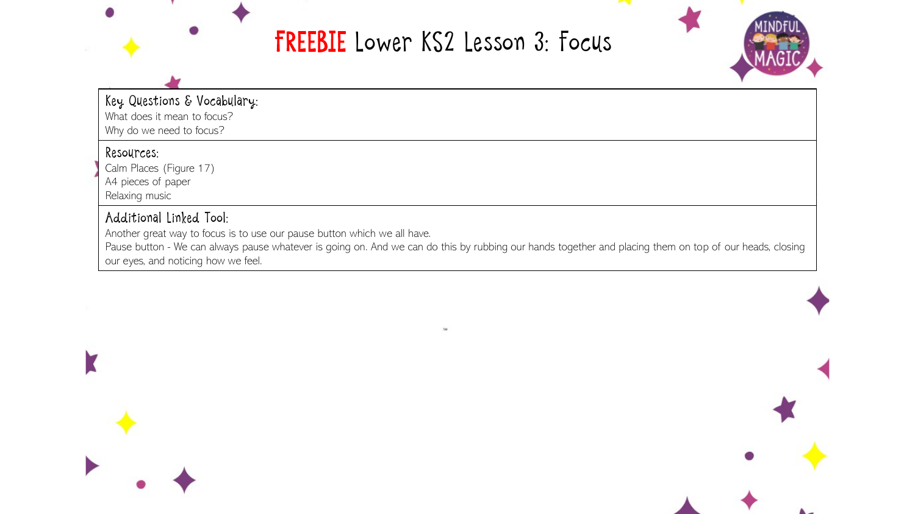# FREEBIE Lower KS2 Lesson 3: Focus

### Key Questions & Vocabulary:

What does it mean to focus?
Why do we need to focus?

### Resources:

Calm Places (Figure 17)
A4 pieces of paper
Relaxing music

### Additional Linked Tool:

Another great way to focus is to use our pause button which we all have.
Pause button - We can always pause whatever is going on. And we can do this by rubbing our hands together and placing them on top of our heads, closing our eyes, and noticing how we feel.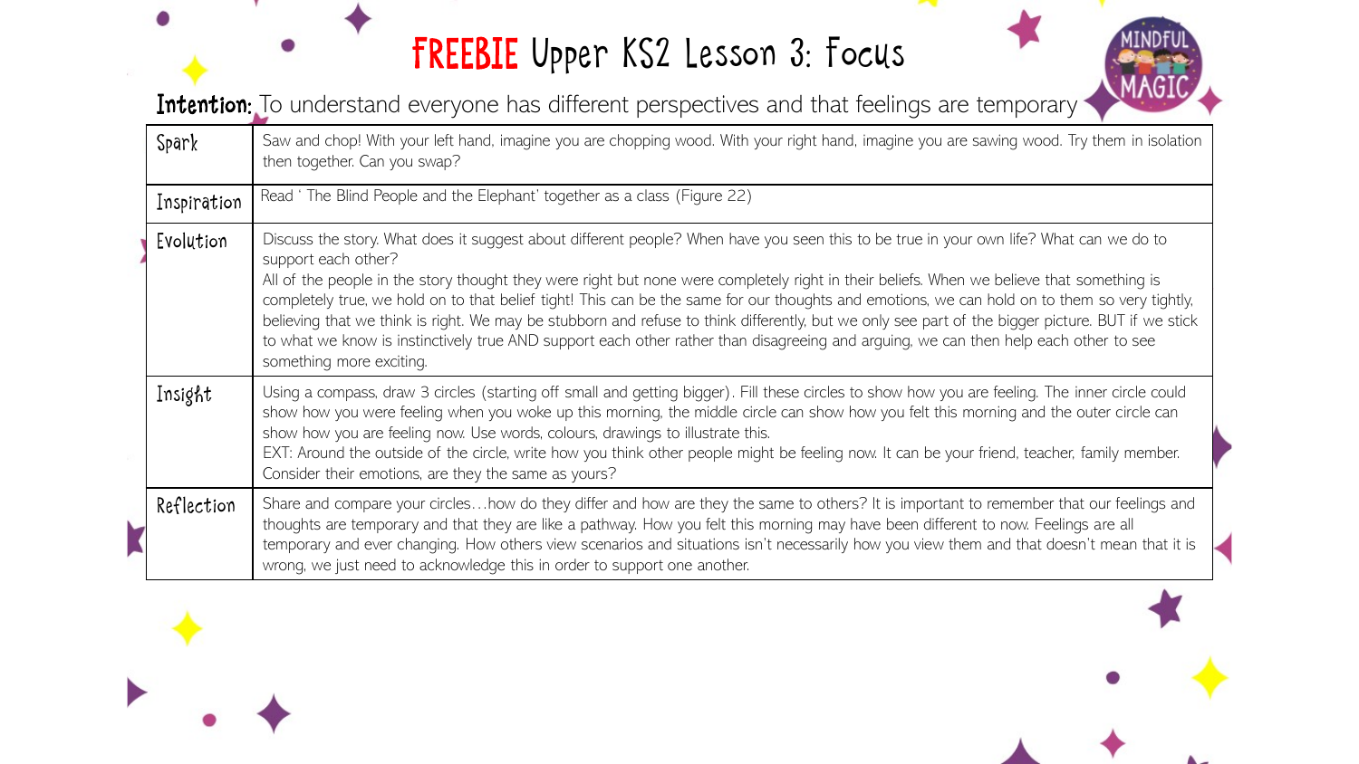# FREEBIE Upper KS2 Lesson 3: Focus

**Intention:** To understand everyone has different perspectives and that feelings are temporary

| | |
|---|---|
| Spark | Saw and chop! With your left hand, imagine you are chopping wood. With your right hand, imagine you are sawing wood. Try them in isolation then together. Can you swap? |
| Inspiration | Read ' The Blind People and the Elephant' together as a class (Figure 22) |
| Evolution | Discuss the story. What does it suggest about different people? When have you seen this to be true in your own life? What can we do to support each other?<br>All of the people in the story thought they were right but none were completely right in their beliefs. When we believe that something is completely true, we hold on to that belief tight! This can be the same for our thoughts and emotions, we can hold on to them so very tightly, believing that we think is right. We may be stubborn and refuse to think differently, but we only see part of the bigger picture. BUT if we stick to what we know is instinctively true AND support each other rather than disagreeing and arguing, we can then help each other to see something more exciting. |
| Insight | Using a compass, draw 3 circles (starting off small and getting bigger). Fill these circles to show how you are feeling. The inner circle could show how you were feeling when you woke up this morning, the middle circle can show how you felt this morning and the outer circle can show how you are feeling now. Use words, colours, drawings to illustrate this.<br>EXT: Around the outside of the circle, write how you think other people might be feeling now. It can be your friend, teacher, family member. Consider their emotions, are they the same as yours? |
| Reflection | Share and compare your circles…how do they differ and how are they the same to others? It is important to remember that our feelings and thoughts are temporary and that they are like a pathway. How you felt this morning may have been different to now. Feelings are all temporary and ever changing. How others view scenarios and situations isn't necessarily how you view them and that doesn't mean that it is wrong, we just need to acknowledge this in order to support one another. |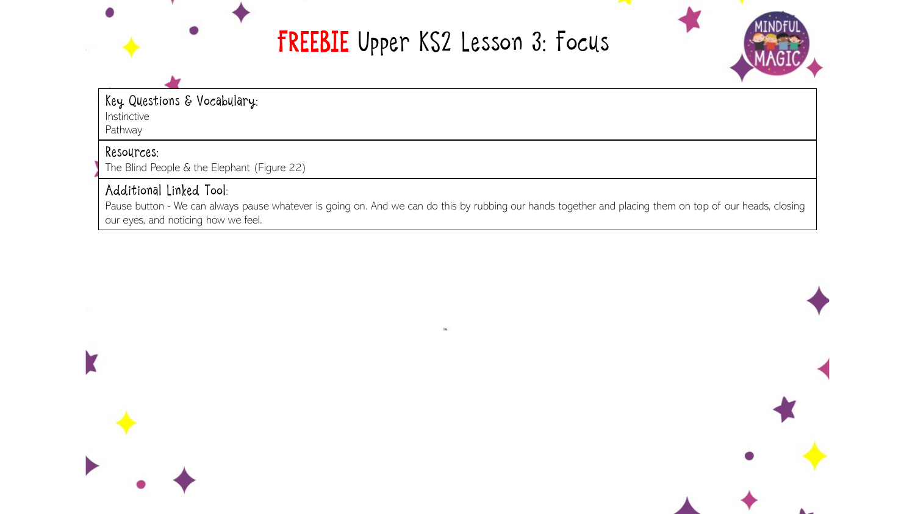# FREEBIE Upper KS2 Lesson 3: Focus

**Key Questions & Vocabulary:**

Instinctive

Pathway

**Resources:**

The Blind People & the Elephant (Figure 22)

**Additional Linked Tool:**

Pause button - We can always pause whatever is going on. And we can do this by rubbing our hands together and placing them on top of our heads, closing our eyes, and noticing how we feel.